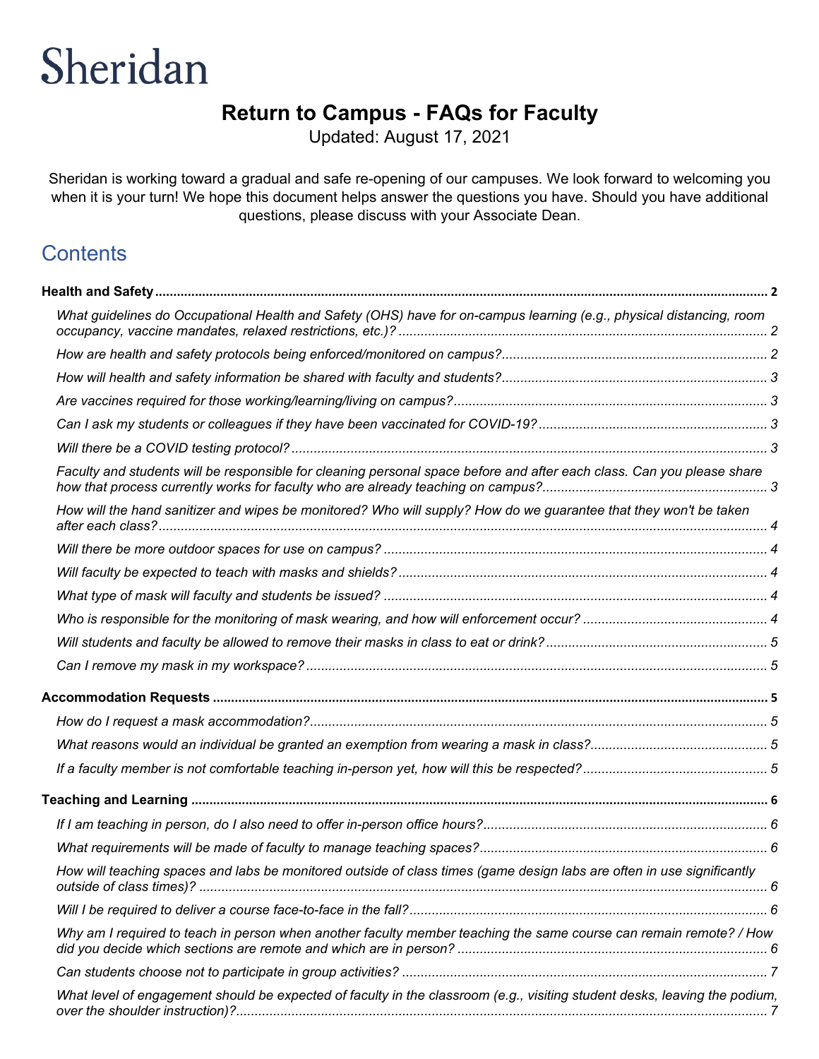Sheridan

# Return to Campus - FAQs for Faculty

Updated: August 17, 2021

Sheridan is working toward a gradual and safe re-opening of our campuses. We look forward to welcoming you when it is your turn! We hope this document helps answer the questions you have. Should you have additional questions, please discuss with your Associate Dean.

## Contents

**Health and Safety** ... 2

- *What guidelines do Occupational Health and Safety (OHS) have for on-campus learning (e.g., physical distancing, room occupancy, vaccine mandates, relaxed restrictions, etc.)?* ... 2
- *How are health and safety protocols being enforced/monitored on campus?* ... 2
- *How will health and safety information be shared with faculty and students?* ... 3
- *Are vaccines required for those working/learning/living on campus?* ... 3
- *Can I ask my students or colleagues if they have been vaccinated for COVID-19?* ... 3
- *Will there be a COVID testing protocol?* ... 3
- *Faculty and students will be responsible for cleaning personal space before and after each class. Can you please share how that process currently works for faculty who are already teaching on campus?* ... 3
- *How will the hand sanitizer and wipes be monitored? Who will supply? How do we guarantee that they won't be taken after each class?* ... 4
- *Will there be more outdoor spaces for use on campus?* ... 4
- *Will faculty be expected to teach with masks and shields?* ... 4
- *What type of mask will faculty and students be issued?* ... 4
- *Who is responsible for the monitoring of mask wearing, and how will enforcement occur?* ... 4
- *Will students and faculty be allowed to remove their masks in class to eat or drink?* ... 5
- *Can I remove my mask in my workspace?* ... 5

**Accommodation Requests** ... 5

- *How do I request a mask accommodation?* ... 5
- *What reasons would an individual be granted an exemption from wearing a mask in class?* ... 5
- *If a faculty member is not comfortable teaching in-person yet, how will this be respected?* ... 5

**Teaching and Learning** ... 6

- *If I am teaching in person, do I also need to offer in-person office hours?* ... 6
- *What requirements will be made of faculty to manage teaching spaces?* ... 6
- *How will teaching spaces and labs be monitored outside of class times (game design labs are often in use significantly outside of class times)?* ... 6
- *Will I be required to deliver a course face-to-face in the fall?* ... 6
- *Why am I required to teach in person when another faculty member teaching the same course can remain remote? / How did you decide which sections are remote and which are in person?* ... 6
- *Can students choose not to participate in group activities?* ... 7
- *What level of engagement should be expected of faculty in the classroom (e.g., visiting student desks, leaving the podium, over the shoulder instruction)?* ... 7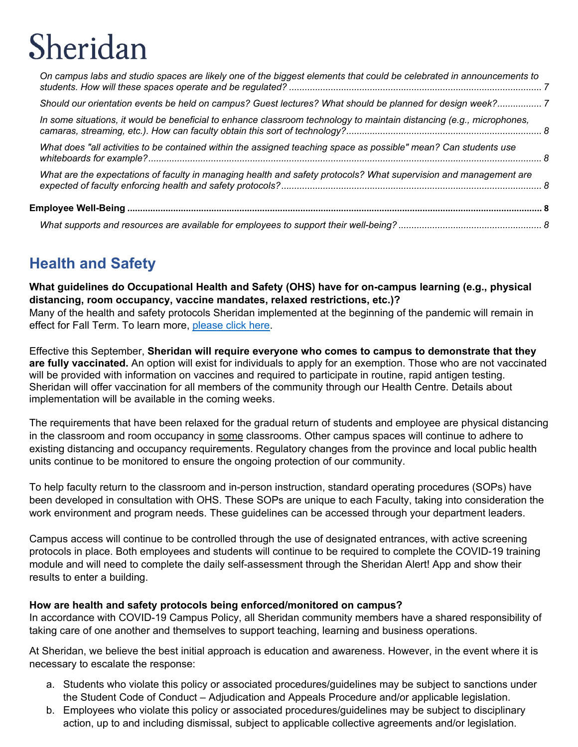*On campus labs and studio spaces are likely one of the biggest elements that could be celebrated in announcements to students. How will these spaces operate and be regulated?* ................................................................................................ 7

*Should our orientation events be held on campus? Guest lectures? What should be planned for design week?*................ 7

*In some situations, it would be beneficial to enhance classroom technology to maintain distancing (e.g., microphones, camaras, streaming, etc.). How can faculty obtain this sort of technology?*.......................................................................... 8

*What does "all activities to be contained within the assigned teaching space as possible" mean? Can students use whiteboards for example?*...................................................................................................................................................... 8

*What are the expectations of faculty in managing health and safety protocols? What supervision and management are expected of faculty enforcing health and safety protocols?*................................................................................................... 8

**Employee Well-Being** ................................................................................................................................................. 8

*What supports and resources are available for employees to support their well-being?* ...................................................... 8

## Health and Safety

**What guidelines do Occupational Health and Safety (OHS) have for on-campus learning (e.g., physical distancing, room occupancy, vaccine mandates, relaxed restrictions, etc.)?**
Many of the health and safety protocols Sheridan implemented at the beginning of the pandemic will remain in effect for Fall Term. To learn more, please click here.

Effective this September, **Sheridan will require everyone who comes to campus to demonstrate that they are fully vaccinated.** An option will exist for individuals to apply for an exemption. Those who are not vaccinated will be provided with information on vaccines and required to participate in routine, rapid antigen testing. Sheridan will offer vaccination for all members of the community through our Health Centre. Details about implementation will be available in the coming weeks.

The requirements that have been relaxed for the gradual return of students and employee are physical distancing in the classroom and room occupancy in some classrooms. Other campus spaces will continue to adhere to existing distancing and occupancy requirements. Regulatory changes from the province and local public health units continue to be monitored to ensure the ongoing protection of our community.

To help faculty return to the classroom and in-person instruction, standard operating procedures (SOPs) have been developed in consultation with OHS. These SOPs are unique to each Faculty, taking into consideration the work environment and program needs. These guidelines can be accessed through your department leaders.

Campus access will continue to be controlled through the use of designated entrances, with active screening protocols in place. Both employees and students will continue to be required to complete the COVID-19 training module and will need to complete the daily self-assessment through the Sheridan Alert! App and show their results to enter a building.

**How are health and safety protocols being enforced/monitored on campus?**
In accordance with COVID-19 Campus Policy, all Sheridan community members have a shared responsibility of taking care of one another and themselves to support teaching, learning and business operations.

At Sheridan, we believe the best initial approach is education and awareness. However, in the event where it is necessary to escalate the response:

a. Students who violate this policy or associated procedures/guidelines may be subject to sanctions under the Student Code of Conduct – Adjudication and Appeals Procedure and/or applicable legislation.
b. Employees who violate this policy or associated procedures/guidelines may be subject to disciplinary action, up to and including dismissal, subject to applicable collective agreements and/or legislation.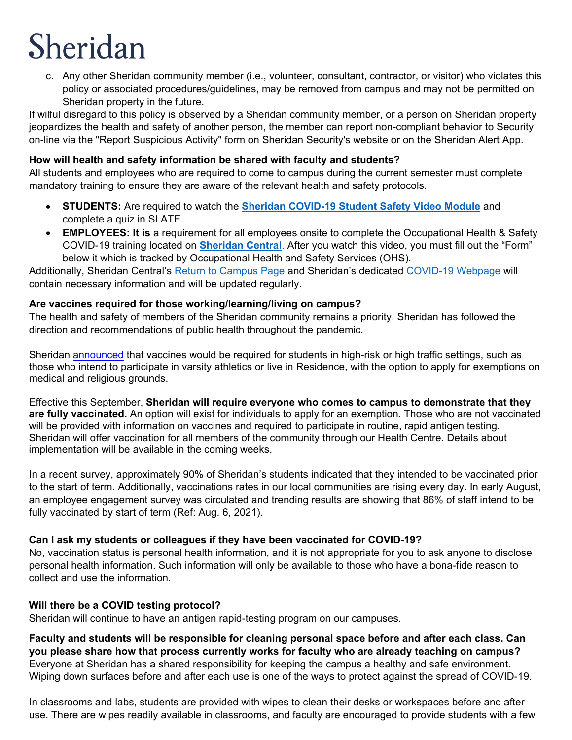c. Any other Sheridan community member (i.e., volunteer, consultant, contractor, or visitor) who violates this policy or associated procedures/guidelines, may be removed from campus and may not be permitted on Sheridan property in the future.

If wilful disregard to this policy is observed by a Sheridan community member, or a person on Sheridan property jeopardizes the health and safety of another person, the member can report non-compliant behavior to Security on-line via the "Report Suspicious Activity" form on Sheridan Security's website or on the Sheridan Alert App.

**How will health and safety information be shared with faculty and students?**
All students and employees who are required to come to campus during the current semester must complete mandatory training to ensure they are aware of the relevant health and safety protocols.

- **STUDENTS:** Are required to watch the **Sheridan COVID-19 Student Safety Video Module** and complete a quiz in SLATE.
- **EMPLOYEES: It is** a requirement for all employees onsite to complete the Occupational Health & Safety COVID-19 training located on **Sheridan Central**. After you watch this video, you must fill out the "Form" below it which is tracked by Occupational Health and Safety Services (OHS).

Additionally, Sheridan Central's Return to Campus Page and Sheridan's dedicated COVID-19 Webpage will contain necessary information and will be updated regularly.

**Are vaccines required for those working/learning/living on campus?**
The health and safety of members of the Sheridan community remains a priority. Sheridan has followed the direction and recommendations of public health throughout the pandemic.

Sheridan announced that vaccines would be required for students in high-risk or high traffic settings, such as those who intend to participate in varsity athletics or live in Residence, with the option to apply for exemptions on medical and religious grounds.

Effective this September, **Sheridan will require everyone who comes to campus to demonstrate that they are fully vaccinated.** An option will exist for individuals to apply for an exemption. Those who are not vaccinated will be provided with information on vaccines and required to participate in routine, rapid antigen testing. Sheridan will offer vaccination for all members of the community through our Health Centre. Details about implementation will be available in the coming weeks.

In a recent survey, approximately 90% of Sheridan's students indicated that they intended to be vaccinated prior to the start of term. Additionally, vaccinations rates in our local communities are rising every day. In early August, an employee engagement survey was circulated and trending results are showing that 86% of staff intend to be fully vaccinated by start of term (Ref: Aug. 6, 2021).

**Can I ask my students or colleagues if they have been vaccinated for COVID-19?**
No, vaccination status is personal health information, and it is not appropriate for you to ask anyone to disclose personal health information. Such information will only be available to those who have a bona-fide reason to collect and use the information.

**Will there be a COVID testing protocol?**
Sheridan will continue to have an antigen rapid-testing program on our campuses.

**Faculty and students will be responsible for cleaning personal space before and after each class. Can you please share how that process currently works for faculty who are already teaching on campus?**
Everyone at Sheridan has a shared responsibility for keeping the campus a healthy and safe environment. Wiping down surfaces before and after each use is one of the ways to protect against the spread of COVID-19.

In classrooms and labs, students are provided with wipes to clean their desks or workspaces before and after use. There are wipes readily available in classrooms, and faculty are encouraged to provide students with a few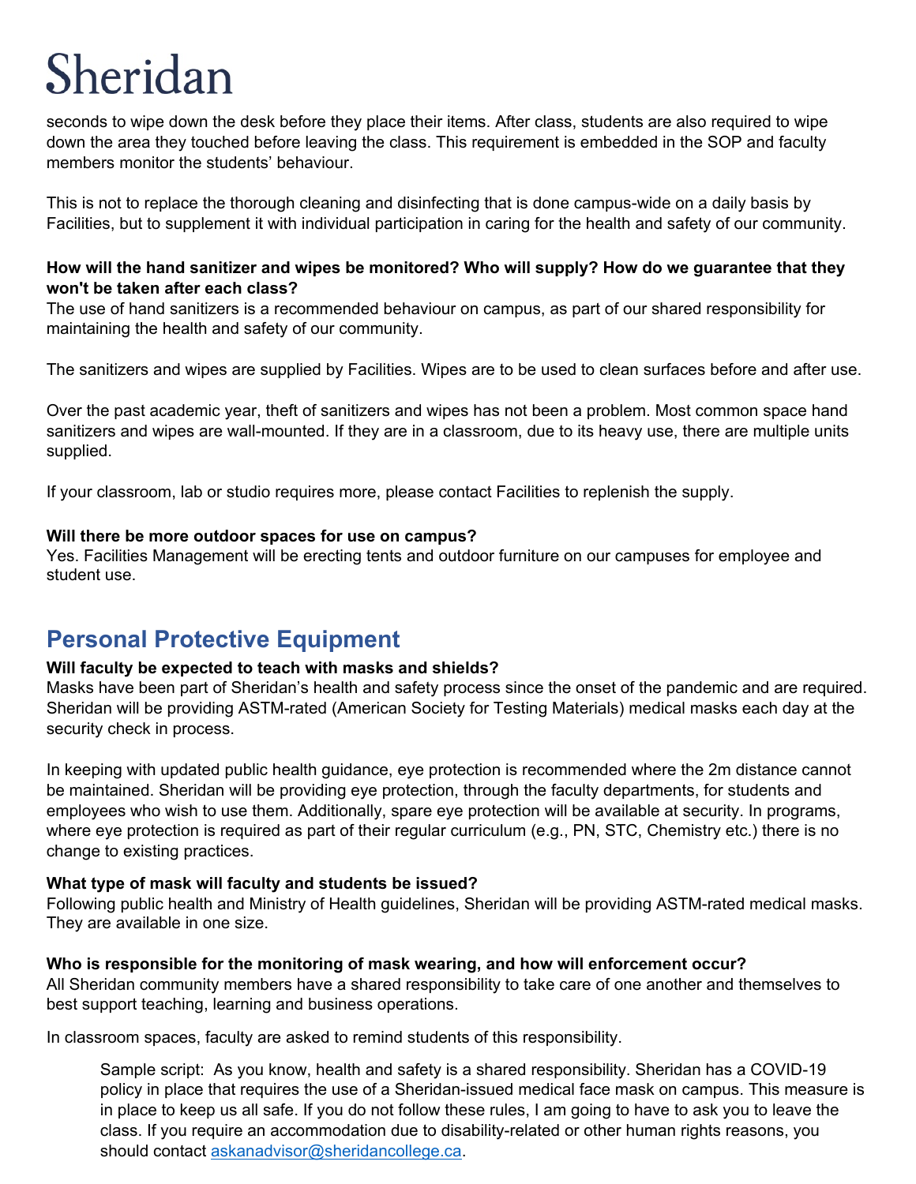seconds to wipe down the desk before they place their items. After class, students are also required to wipe down the area they touched before leaving the class. This requirement is embedded in the SOP and faculty members monitor the students' behaviour.

This is not to replace the thorough cleaning and disinfecting that is done campus-wide on a daily basis by Facilities, but to supplement it with individual participation in caring for the health and safety of our community.

**How will the hand sanitizer and wipes be monitored? Who will supply? How do we guarantee that they won't be taken after each class?**
The use of hand sanitizers is a recommended behaviour on campus, as part of our shared responsibility for maintaining the health and safety of our community.

The sanitizers and wipes are supplied by Facilities. Wipes are to be used to clean surfaces before and after use.

Over the past academic year, theft of sanitizers and wipes has not been a problem. Most common space hand sanitizers and wipes are wall-mounted. If they are in a classroom, due to its heavy use, there are multiple units supplied.

If your classroom, lab or studio requires more, please contact Facilities to replenish the supply.

**Will there be more outdoor spaces for use on campus?**
Yes. Facilities Management will be erecting tents and outdoor furniture on our campuses for employee and student use.

## Personal Protective Equipment

**Will faculty be expected to teach with masks and shields?**
Masks have been part of Sheridan's health and safety process since the onset of the pandemic and are required. Sheridan will be providing ASTM-rated (American Society for Testing Materials) medical masks each day at the security check in process.

In keeping with updated public health guidance, eye protection is recommended where the 2m distance cannot be maintained. Sheridan will be providing eye protection, through the faculty departments, for students and employees who wish to use them. Additionally, spare eye protection will be available at security. In programs, where eye protection is required as part of their regular curriculum (e.g., PN, STC, Chemistry etc.) there is no change to existing practices.

**What type of mask will faculty and students be issued?**
Following public health and Ministry of Health guidelines, Sheridan will be providing ASTM-rated medical masks. They are available in one size.

**Who is responsible for the monitoring of mask wearing, and how will enforcement occur?**
All Sheridan community members have a shared responsibility to take care of one another and themselves to best support teaching, learning and business operations.

In classroom spaces, faculty are asked to remind students of this responsibility.

> Sample script: As you know, health and safety is a shared responsibility. Sheridan has a COVID-19 policy in place that requires the use of a Sheridan-issued medical face mask on campus. This measure is in place to keep us all safe. If you do not follow these rules, I am going to have to ask you to leave the class. If you require an accommodation due to disability-related or other human rights reasons, you should contact askanadvisor@sheridancollege.ca.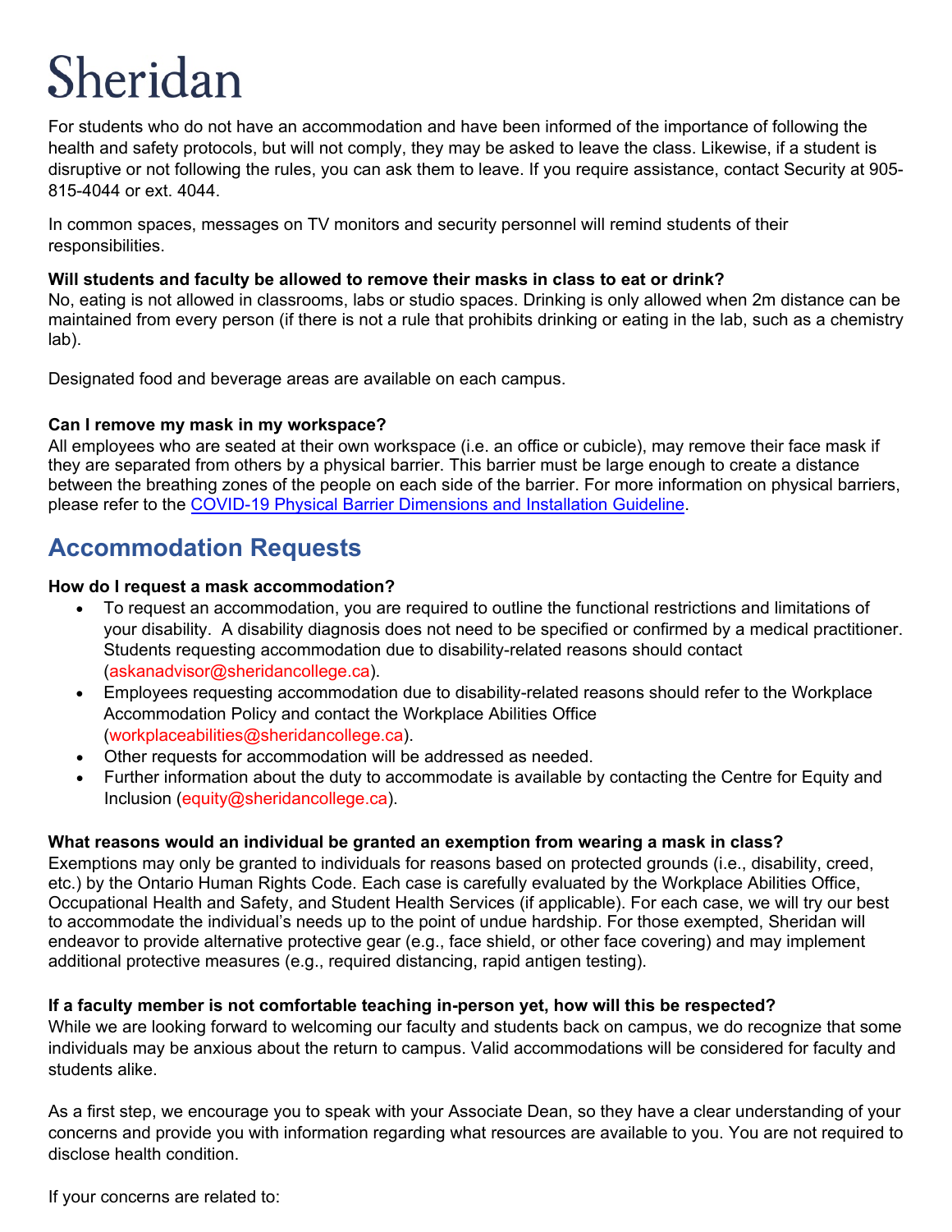For students who do not have an accommodation and have been informed of the importance of following the health and safety protocols, but will not comply, they may be asked to leave the class. Likewise, if a student is disruptive or not following the rules, you can ask them to leave. If you require assistance, contact Security at 905-815-4044 or ext. 4044.

In common spaces, messages on TV monitors and security personnel will remind students of their responsibilities.

**Will students and faculty be allowed to remove their masks in class to eat or drink?**
No, eating is not allowed in classrooms, labs or studio spaces. Drinking is only allowed when 2m distance can be maintained from every person (if there is not a rule that prohibits drinking or eating in the lab, such as a chemistry lab).

Designated food and beverage areas are available on each campus.

**Can I remove my mask in my workspace?**
All employees who are seated at their own workspace (i.e. an office or cubicle), may remove their face mask if they are separated from others by a physical barrier. This barrier must be large enough to create a distance between the breathing zones of the people on each side of the barrier. For more information on physical barriers, please refer to the COVID-19 Physical Barrier Dimensions and Installation Guideline.

## Accommodation Requests

**How do I request a mask accommodation?**

- To request an accommodation, you are required to outline the functional restrictions and limitations of your disability. A disability diagnosis does not need to be specified or confirmed by a medical practitioner. Students requesting accommodation due to disability-related reasons should contact (askanadvisor@sheridancollege.ca).
- Employees requesting accommodation due to disability-related reasons should refer to the Workplace Accommodation Policy and contact the Workplace Abilities Office (workplaceabilities@sheridancollege.ca).
- Other requests for accommodation will be addressed as needed.
- Further information about the duty to accommodate is available by contacting the Centre for Equity and Inclusion (equity@sheridancollege.ca).

**What reasons would an individual be granted an exemption from wearing a mask in class?**
Exemptions may only be granted to individuals for reasons based on protected grounds (i.e., disability, creed, etc.) by the Ontario Human Rights Code. Each case is carefully evaluated by the Workplace Abilities Office, Occupational Health and Safety, and Student Health Services (if applicable). For each case, we will try our best to accommodate the individual's needs up to the point of undue hardship. For those exempted, Sheridan will endeavor to provide alternative protective gear (e.g., face shield, or other face covering) and may implement additional protective measures (e.g., required distancing, rapid antigen testing).

**If a faculty member is not comfortable teaching in-person yet, how will this be respected?**
While we are looking forward to welcoming our faculty and students back on campus, we do recognize that some individuals may be anxious about the return to campus. Valid accommodations will be considered for faculty and students alike.

As a first step, we encourage you to speak with your Associate Dean, so they have a clear understanding of your concerns and provide you with information regarding what resources are available to you. You are not required to disclose health condition.

If your concerns are related to: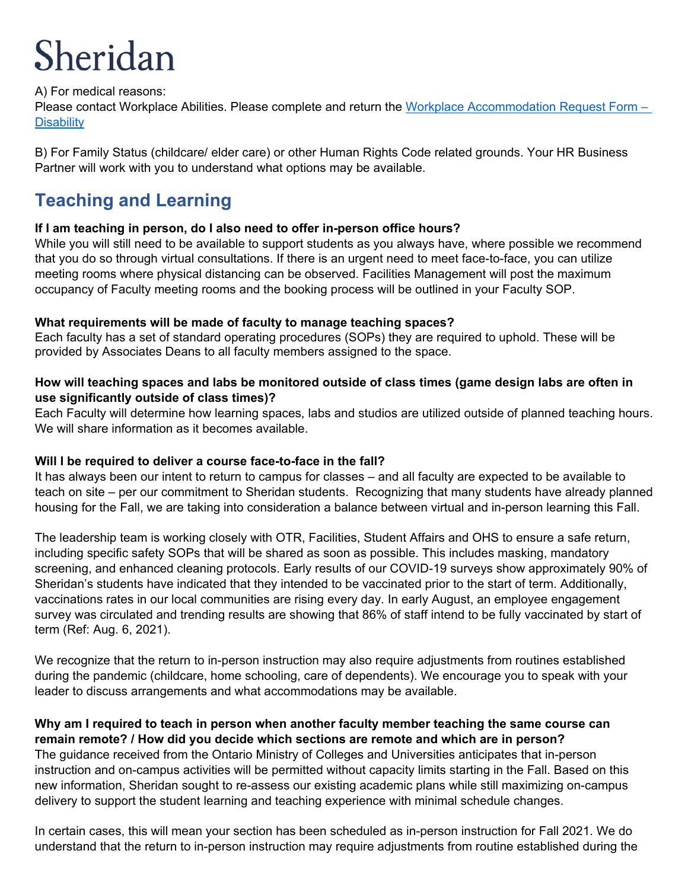A) For medical reasons:
Please contact Workplace Abilities. Please complete and return the [Workplace Accommodation Request Form – Disability]

B) For Family Status (childcare/ elder care) or other Human Rights Code related grounds. Your HR Business Partner will work with you to understand what options may be available.

## Teaching and Learning

**If I am teaching in person, do I also need to offer in-person office hours?**
While you will still need to be available to support students as you always have, where possible we recommend that you do so through virtual consultations. If there is an urgent need to meet face-to-face, you can utilize meeting rooms where physical distancing can be observed. Facilities Management will post the maximum occupancy of Faculty meeting rooms and the booking process will be outlined in your Faculty SOP.

**What requirements will be made of faculty to manage teaching spaces?**
Each faculty has a set of standard operating procedures (SOPs) they are required to uphold. These will be provided by Associates Deans to all faculty members assigned to the space.

**How will teaching spaces and labs be monitored outside of class times (game design labs are often in use significantly outside of class times)?**
Each Faculty will determine how learning spaces, labs and studios are utilized outside of planned teaching hours. We will share information as it becomes available.

**Will I be required to deliver a course face-to-face in the fall?**
It has always been our intent to return to campus for classes – and all faculty are expected to be available to teach on site – per our commitment to Sheridan students. Recognizing that many students have already planned housing for the Fall, we are taking into consideration a balance between virtual and in-person learning this Fall.

The leadership team is working closely with OTR, Facilities, Student Affairs and OHS to ensure a safe return, including specific safety SOPs that will be shared as soon as possible. This includes masking, mandatory screening, and enhanced cleaning protocols. Early results of our COVID-19 surveys show approximately 90% of Sheridan's students have indicated that they intended to be vaccinated prior to the start of term. Additionally, vaccinations rates in our local communities are rising every day. In early August, an employee engagement survey was circulated and trending results are showing that 86% of staff intend to be fully vaccinated by start of term (Ref: Aug. 6, 2021).

We recognize that the return to in-person instruction may also require adjustments from routines established during the pandemic (childcare, home schooling, care of dependents). We encourage you to speak with your leader to discuss arrangements and what accommodations may be available.

**Why am I required to teach in person when another faculty member teaching the same course can remain remote? / How did you decide which sections are remote and which are in person?**
The guidance received from the Ontario Ministry of Colleges and Universities anticipates that in-person instruction and on-campus activities will be permitted without capacity limits starting in the Fall. Based on this new information, Sheridan sought to re-assess our existing academic plans while still maximizing on-campus delivery to support the student learning and teaching experience with minimal schedule changes.

In certain cases, this will mean your section has been scheduled as in-person instruction for Fall 2021. We do understand that the return to in-person instruction may require adjustments from routine established during the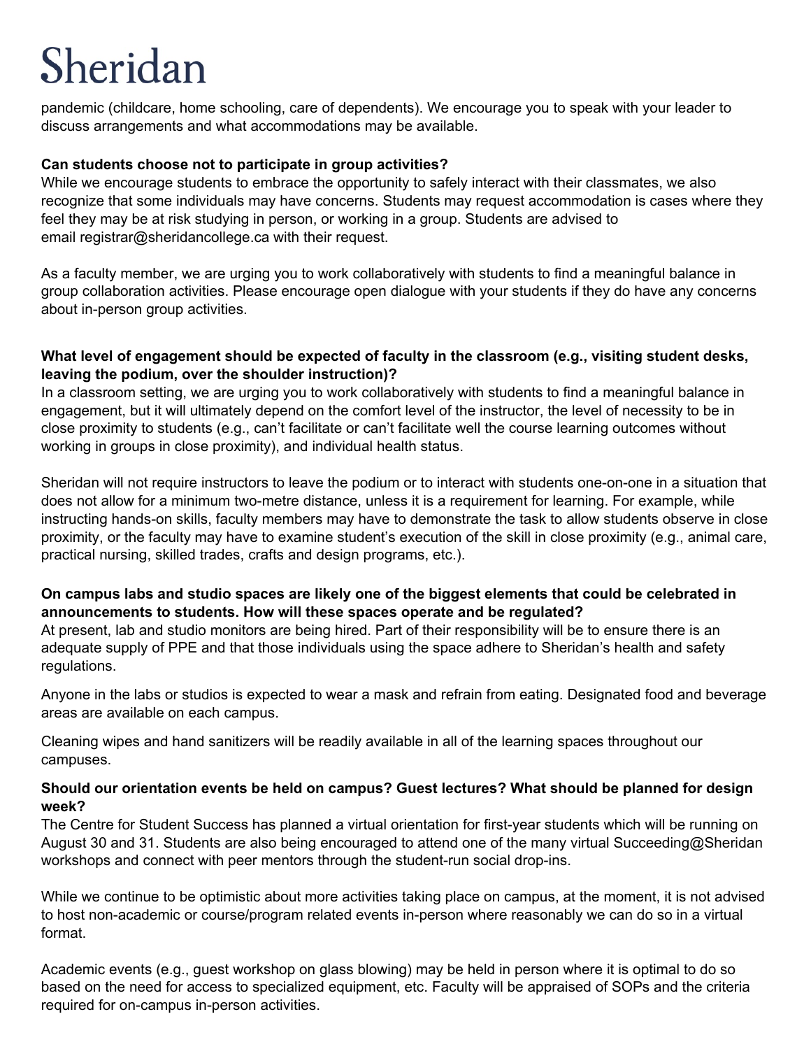pandemic (childcare, home schooling, care of dependents). We encourage you to speak with your leader to discuss arrangements and what accommodations may be available.

**Can students choose not to participate in group activities?**

While we encourage students to embrace the opportunity to safely interact with their classmates, we also recognize that some individuals may have concerns. Students may request accommodation is cases where they feel they may be at risk studying in person, or working in a group. Students are advised to email registrar@sheridancollege.ca with their request.

As a faculty member, we are urging you to work collaboratively with students to find a meaningful balance in group collaboration activities. Please encourage open dialogue with your students if they do have any concerns about in-person group activities.

**What level of engagement should be expected of faculty in the classroom (e.g., visiting student desks, leaving the podium, over the shoulder instruction)?**

In a classroom setting, we are urging you to work collaboratively with students to find a meaningful balance in engagement, but it will ultimately depend on the comfort level of the instructor, the level of necessity to be in close proximity to students (e.g., can't facilitate or can't facilitate well the course learning outcomes without working in groups in close proximity), and individual health status.

Sheridan will not require instructors to leave the podium or to interact with students one-on-one in a situation that does not allow for a minimum two-metre distance, unless it is a requirement for learning. For example, while instructing hands-on skills, faculty members may have to demonstrate the task to allow students observe in close proximity, or the faculty may have to examine student's execution of the skill in close proximity (e.g., animal care, practical nursing, skilled trades, crafts and design programs, etc.).

**On campus labs and studio spaces are likely one of the biggest elements that could be celebrated in announcements to students. How will these spaces operate and be regulated?**

At present, lab and studio monitors are being hired. Part of their responsibility will be to ensure there is an adequate supply of PPE and that those individuals using the space adhere to Sheridan's health and safety regulations.

Anyone in the labs or studios is expected to wear a mask and refrain from eating. Designated food and beverage areas are available on each campus.

Cleaning wipes and hand sanitizers will be readily available in all of the learning spaces throughout our campuses.

**Should our orientation events be held on campus? Guest lectures? What should be planned for design week?**

The Centre for Student Success has planned a virtual orientation for first-year students which will be running on August 30 and 31. Students are also being encouraged to attend one of the many virtual Succeeding@Sheridan workshops and connect with peer mentors through the student-run social drop-ins.

While we continue to be optimistic about more activities taking place on campus, at the moment, it is not advised to host non-academic or course/program related events in-person where reasonably we can do so in a virtual format.

Academic events (e.g., guest workshop on glass blowing) may be held in person where it is optimal to do so based on the need for access to specialized equipment, etc. Faculty will be appraised of SOPs and the criteria required for on-campus in-person activities.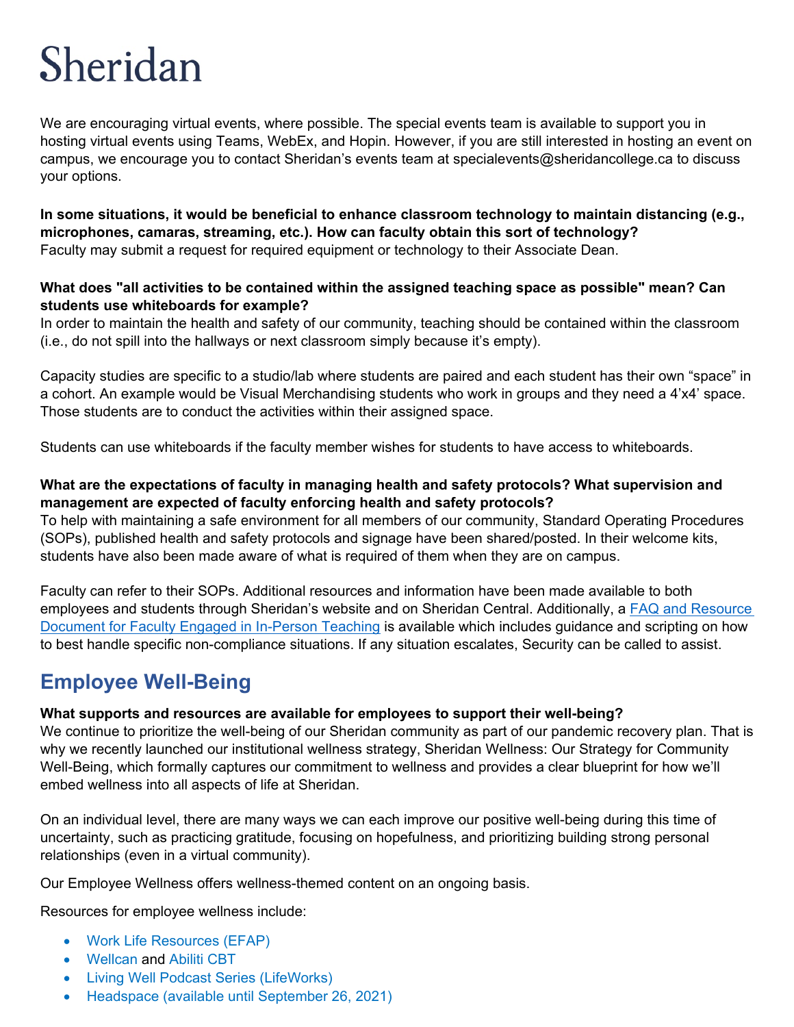# Sheridan

We are encouraging virtual events, where possible. The special events team is available to support you in hosting virtual events using Teams, WebEx, and Hopin. However, if you are still interested in hosting an event on campus, we encourage you to contact Sheridan's events team at specialevents@sheridancollege.ca to discuss your options.

**In some situations, it would be beneficial to enhance classroom technology to maintain distancing (e.g., microphones, camaras, streaming, etc.). How can faculty obtain this sort of technology?**
Faculty may submit a request for required equipment or technology to their Associate Dean.

**What does "all activities to be contained within the assigned teaching space as possible" mean? Can students use whiteboards for example?**
In order to maintain the health and safety of our community, teaching should be contained within the classroom (i.e., do not spill into the hallways or next classroom simply because it's empty).

Capacity studies are specific to a studio/lab where students are paired and each student has their own "space" in a cohort. An example would be Visual Merchandising students who work in groups and they need a 4'x4' space. Those students are to conduct the activities within their assigned space.

Students can use whiteboards if the faculty member wishes for students to have access to whiteboards.

**What are the expectations of faculty in managing health and safety protocols? What supervision and management are expected of faculty enforcing health and safety protocols?**
To help with maintaining a safe environment for all members of our community, Standard Operating Procedures (SOPs), published health and safety protocols and signage have been shared/posted. In their welcome kits, students have also been made aware of what is required of them when they are on campus.

Faculty can refer to their SOPs. Additional resources and information have been made available to both employees and students through Sheridan's website and on Sheridan Central. Additionally, a FAQ and Resource Document for Faculty Engaged in In-Person Teaching is available which includes guidance and scripting on how to best handle specific non-compliance situations. If any situation escalates, Security can be called to assist.

## Employee Well-Being

**What supports and resources are available for employees to support their well-being?**
We continue to prioritize the well-being of our Sheridan community as part of our pandemic recovery plan. That is why we recently launched our institutional wellness strategy, Sheridan Wellness: Our Strategy for Community Well-Being, which formally captures our commitment to wellness and provides a clear blueprint for how we'll embed wellness into all aspects of life at Sheridan.

On an individual level, there are many ways we can each improve our positive well-being during this time of uncertainty, such as practicing gratitude, focusing on hopefulness, and prioritizing building strong personal relationships (even in a virtual community).

Our Employee Wellness offers wellness-themed content on an ongoing basis.

Resources for employee wellness include:

- Work Life Resources (EFAP)
- Wellcan and Abiliti CBT
- Living Well Podcast Series (LifeWorks)
- Headspace (available until September 26, 2021)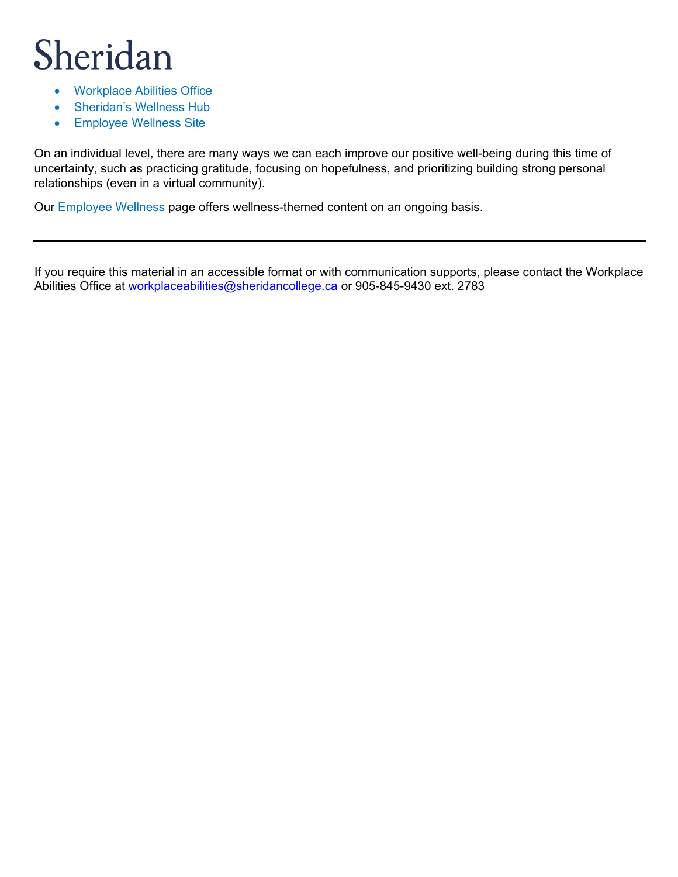- Workplace Abilities Office
- Sheridan's Wellness Hub
- Employee Wellness Site

On an individual level, there are many ways we can each improve our positive well-being during this time of uncertainty, such as practicing gratitude, focusing on hopefulness, and prioritizing building strong personal relationships (even in a virtual community).

Our Employee Wellness page offers wellness-themed content on an ongoing basis.

---

If you require this material in an accessible format or with communication supports, please contact the Workplace Abilities Office at workplaceabilities@sheridancollege.ca or 905-845-9430 ext. 2783